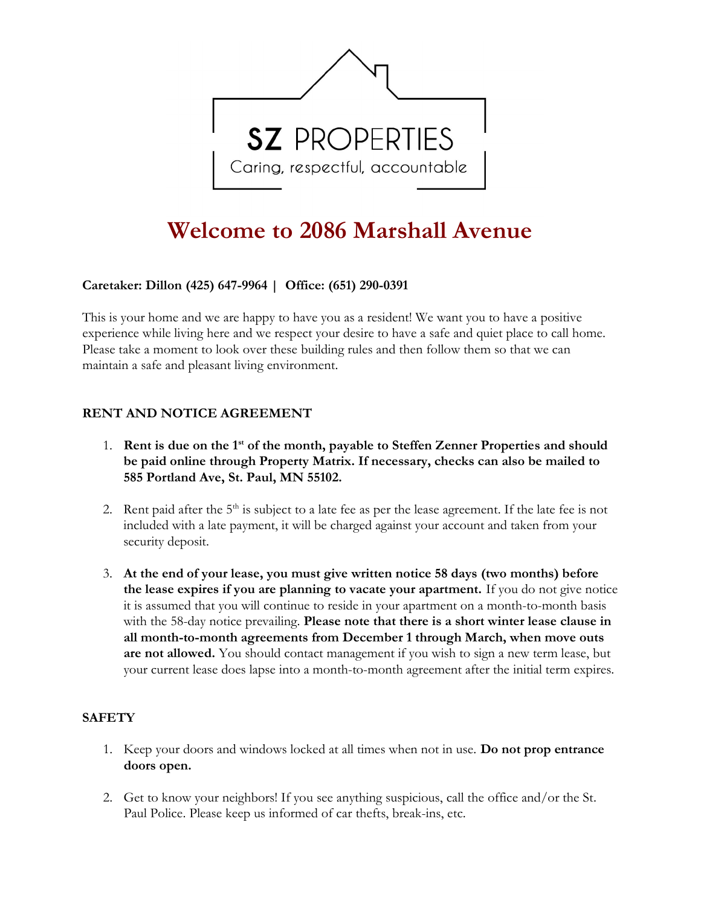SZ PROPERTIES

Caring, respectful, accountable

# Welcome to 2086 Marshall Avenue

**Caretaker: Dillon (425) 647-9964 | Office: (651) 290-0391**

This is your home and we are happy to have you as a resident! We want you to have a positive experience while living here and we respect your desire to have a safe and quiet place to call home. Please take a moment to look over these building rules and then follow them so that we can maintain a safe and pleasant living environment.

## RENT AND NOTICE AGREEMENT

1. **Rent is due on the 1st of the month, payable to Steffen Zenner Properties and should be paid online through Property Matrix. If necessary, checks can also be mailed to 585 Portland Ave, St. Paul, MN 55102.**

2. Rent paid after the 5th is subject to a late fee as per the lease agreement. If the late fee is not included with a late payment, it will be charged against your account and taken from your security deposit.

3. **At the end of your lease, you must give written notice 58 days (two months) before the lease expires if you are planning to vacate your apartment.** If you do not give notice it is assumed that you will continue to reside in your apartment on a month-to-month basis with the 58-day notice prevailing. **Please note that there is a short winter lease clause in all month-to-month agreements from December 1 through March, when move outs are not allowed.** You should contact management if you wish to sign a new term lease, but your current lease does lapse into a month-to-month agreement after the initial term expires.

## SAFETY

1. Keep your doors and windows locked at all times when not in use. **Do not prop entrance doors open.**

2. Get to know your neighbors! If you see anything suspicious, call the office and/or the St. Paul Police. Please keep us informed of car thefts, break-ins, etc.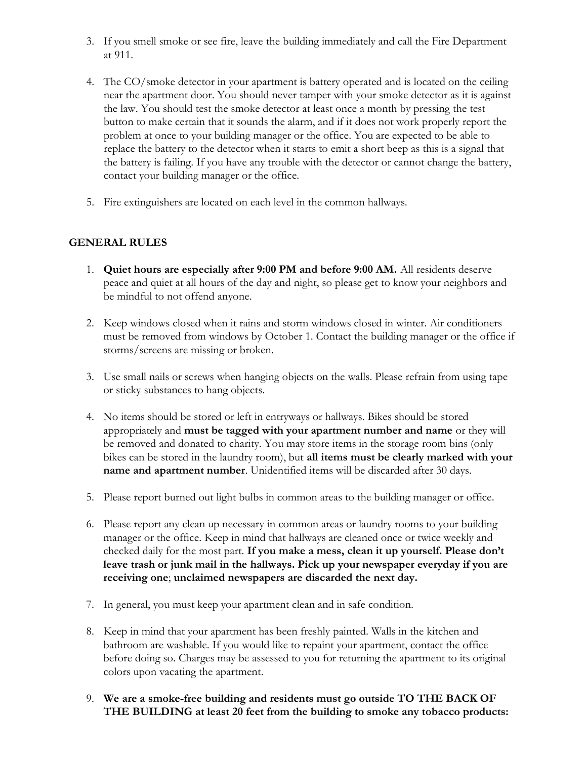3. If you smell smoke or see fire, leave the building immediately and call the Fire Department at 911.

4. The CO/smoke detector in your apartment is battery operated and is located on the ceiling near the apartment door. You should never tamper with your smoke detector as it is against the law. You should test the smoke detector at least once a month by pressing the test button to make certain that it sounds the alarm, and if it does not work properly report the problem at once to your building manager or the office. You are expected to be able to replace the battery to the detector when it starts to emit a short beep as this is a signal that the battery is failing. If you have any trouble with the detector or cannot change the battery, contact your building manager or the office.

5. Fire extinguishers are located on each level in the common hallways.

## GENERAL RULES

1. **Quiet hours are especially after 9:00 PM and before 9:00 AM.** All residents deserve peace and quiet at all hours of the day and night, so please get to know your neighbors and be mindful to not offend anyone.

2. Keep windows closed when it rains and storm windows closed in winter. Air conditioners must be removed from windows by October 1. Contact the building manager or the office if storms/screens are missing or broken.

3. Use small nails or screws when hanging objects on the walls. Please refrain from using tape or sticky substances to hang objects.

4. No items should be stored or left in entryways or hallways. Bikes should be stored appropriately and **must be tagged with your apartment number and name** or they will be removed and donated to charity. You may store items in the storage room bins (only bikes can be stored in the laundry room), but **all items must be clearly marked with your name and apartment number**. Unidentified items will be discarded after 30 days.

5. Please report burned out light bulbs in common areas to the building manager or office.

6. Please report any clean up necessary in common areas or laundry rooms to your building manager or the office. Keep in mind that hallways are cleaned once or twice weekly and checked daily for the most part. **If you make a mess, clean it up yourself. Please don't leave trash or junk mail in the hallways. Pick up your newspaper everyday if you are receiving one**; **unclaimed newspapers are discarded the next day.**

7. In general, you must keep your apartment clean and in safe condition.

8. Keep in mind that your apartment has been freshly painted. Walls in the kitchen and bathroom are washable. If you would like to repaint your apartment, contact the office before doing so. Charges may be assessed to you for returning the apartment to its original colors upon vacating the apartment.

9. **We are a smoke-free building and residents must go outside TO THE BACK OF THE BUILDING at least 20 feet from the building to smoke any tobacco products:**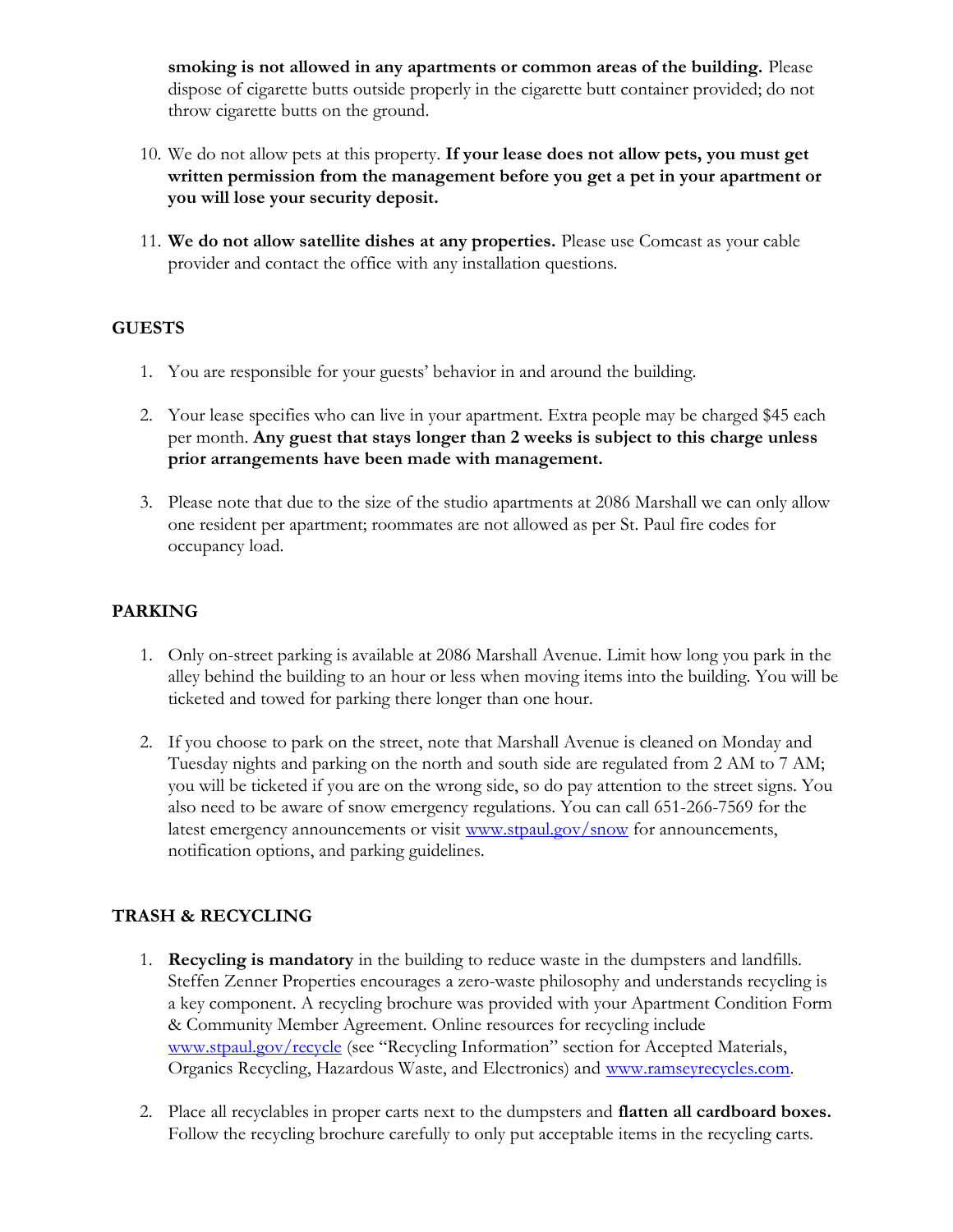**smoking is not allowed in any apartments or common areas of the building.** Please dispose of cigarette butts outside properly in the cigarette butt container provided; do not throw cigarette butts on the ground.

10. We do not allow pets at this property. **If your lease does not allow pets, you must get written permission from the management before you get a pet in your apartment or you will lose your security deposit.**

11. **We do not allow satellite dishes at any properties.** Please use Comcast as your cable provider and contact the office with any installation questions.

### GUESTS

1. You are responsible for your guests' behavior in and around the building.

2. Your lease specifies who can live in your apartment. Extra people may be charged $45 each per month. **Any guest that stays longer than 2 weeks is subject to this charge unless prior arrangements have been made with management.**

3. Please note that due to the size of the studio apartments at 2086 Marshall we can only allow one resident per apartment; roommates are not allowed as per St. Paul fire codes for occupancy load.

### PARKING

1. Only on-street parking is available at 2086 Marshall Avenue. Limit how long you park in the alley behind the building to an hour or less when moving items into the building. You will be ticketed and towed for parking there longer than one hour.

2. If you choose to park on the street, note that Marshall Avenue is cleaned on Monday and Tuesday nights and parking on the north and south side are regulated from 2 AM to 7 AM; you will be ticketed if you are on the wrong side, so do pay attention to the street signs. You also need to be aware of snow emergency regulations. You can call 651-266-7569 for the latest emergency announcements or visit [www.stpaul.gov/snow](http://www.stpaul.gov/snow) for announcements, notification options, and parking guidelines.

### TRASH & RECYCLING

1. **Recycling is mandatory** in the building to reduce waste in the dumpsters and landfills. Steffen Zenner Properties encourages a zero-waste philosophy and understands recycling is a key component. A recycling brochure was provided with your Apartment Condition Form & Community Member Agreement. Online resources for recycling include [www.stpaul.gov/recycle](http://www.stpaul.gov/recycle) (see "Recycling Information" section for Accepted Materials, Organics Recycling, Hazardous Waste, and Electronics) and [www.ramseyrecycles.com](http://www.ramseyrecycles.com).

2. Place all recyclables in proper carts next to the dumpsters and **flatten all cardboard boxes.** Follow the recycling brochure carefully to only put acceptable items in the recycling carts.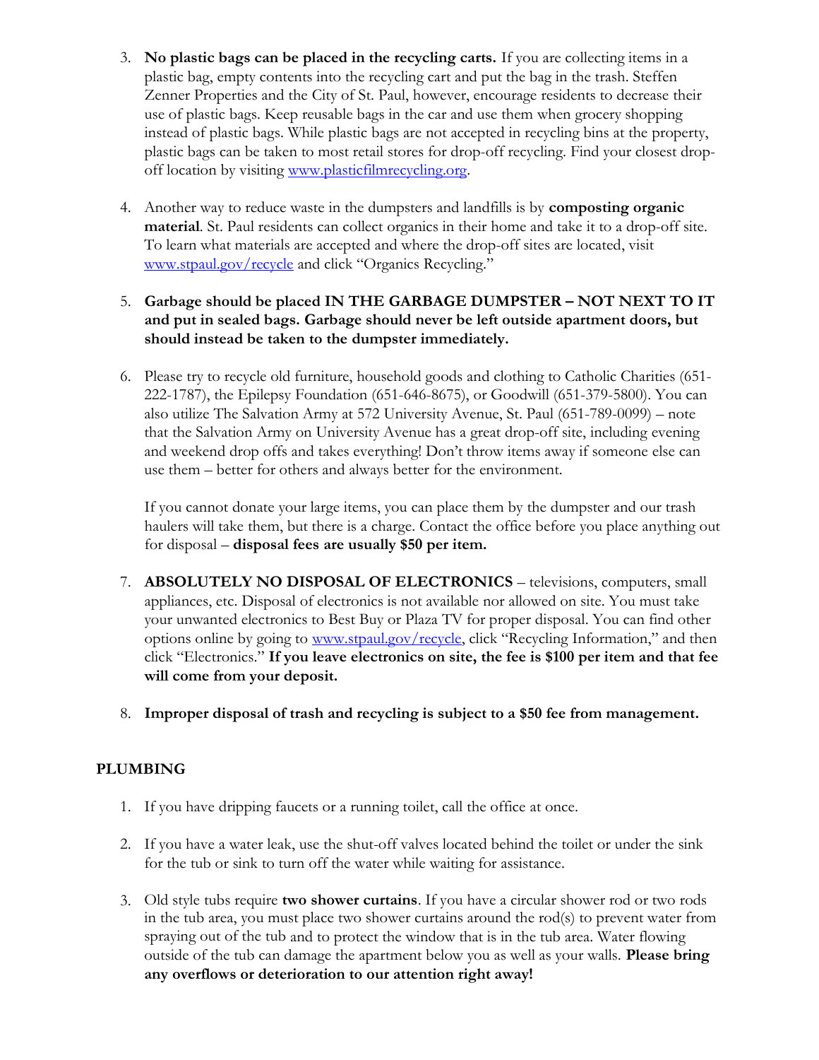3. **No plastic bags can be placed in the recycling carts.** If you are collecting items in a plastic bag, empty contents into the recycling cart and put the bag in the trash. Steffen Zenner Properties and the City of St. Paul, however, encourage residents to decrease their use of plastic bags. Keep reusable bags in the car and use them when grocery shopping instead of plastic bags. While plastic bags are not accepted in recycling bins at the property, plastic bags can be taken to most retail stores for drop-off recycling. Find your closest drop-off location by visiting www.plasticfilmrecycling.org.

4. Another way to reduce waste in the dumpsters and landfills is by **composting organic material**. St. Paul residents can collect organics in their home and take it to a drop-off site. To learn what materials are accepted and where the drop-off sites are located, visit www.stpaul.gov/recycle and click "Organics Recycling."

5. **Garbage should be placed IN THE GARBAGE DUMPSTER – NOT NEXT TO IT and put in sealed bags. Garbage should never be left outside apartment doors, but should instead be taken to the dumpster immediately.**

6. Please try to recycle old furniture, household goods and clothing to Catholic Charities (651-222-1787), the Epilepsy Foundation (651-646-8675), or Goodwill (651-379-5800). You can also utilize The Salvation Army at 572 University Avenue, St. Paul (651-789-0099) – note that the Salvation Army on University Avenue has a great drop-off site, including evening and weekend drop offs and takes everything! Don't throw items away if someone else can use them – better for others and always better for the environment.

   If you cannot donate your large items, you can place them by the dumpster and our trash haulers will take them, but there is a charge. Contact the office before you place anything out for disposal – **disposal fees are usually $50 per item.**

7. **ABSOLUTELY NO DISPOSAL OF ELECTRONICS** – televisions, computers, small appliances, etc. Disposal of electronics is not available nor allowed on site. You must take your unwanted electronics to Best Buy or Plaza TV for proper disposal. You can find other options online by going to www.stpaul.gov/recycle, click "Recycling Information," and then click "Electronics." **If you leave electronics on site, the fee is $100 per item and that fee will come from your deposit.**

8. **Improper disposal of trash and recycling is subject to a $50 fee from management.**

## PLUMBING

1. If you have dripping faucets or a running toilet, call the office at once.

2. If you have a water leak, use the shut-off valves located behind the toilet or under the sink for the tub or sink to turn off the water while waiting for assistance.

3. Old style tubs require **two shower curtains**. If you have a circular shower rod or two rods in the tub area, you must place two shower curtains around the rod(s) to prevent water from spraying out of the tub and to protect the window that is in the tub area. Water flowing outside of the tub can damage the apartment below you as well as your walls. **Please bring any overflows or deterioration to our attention right away!**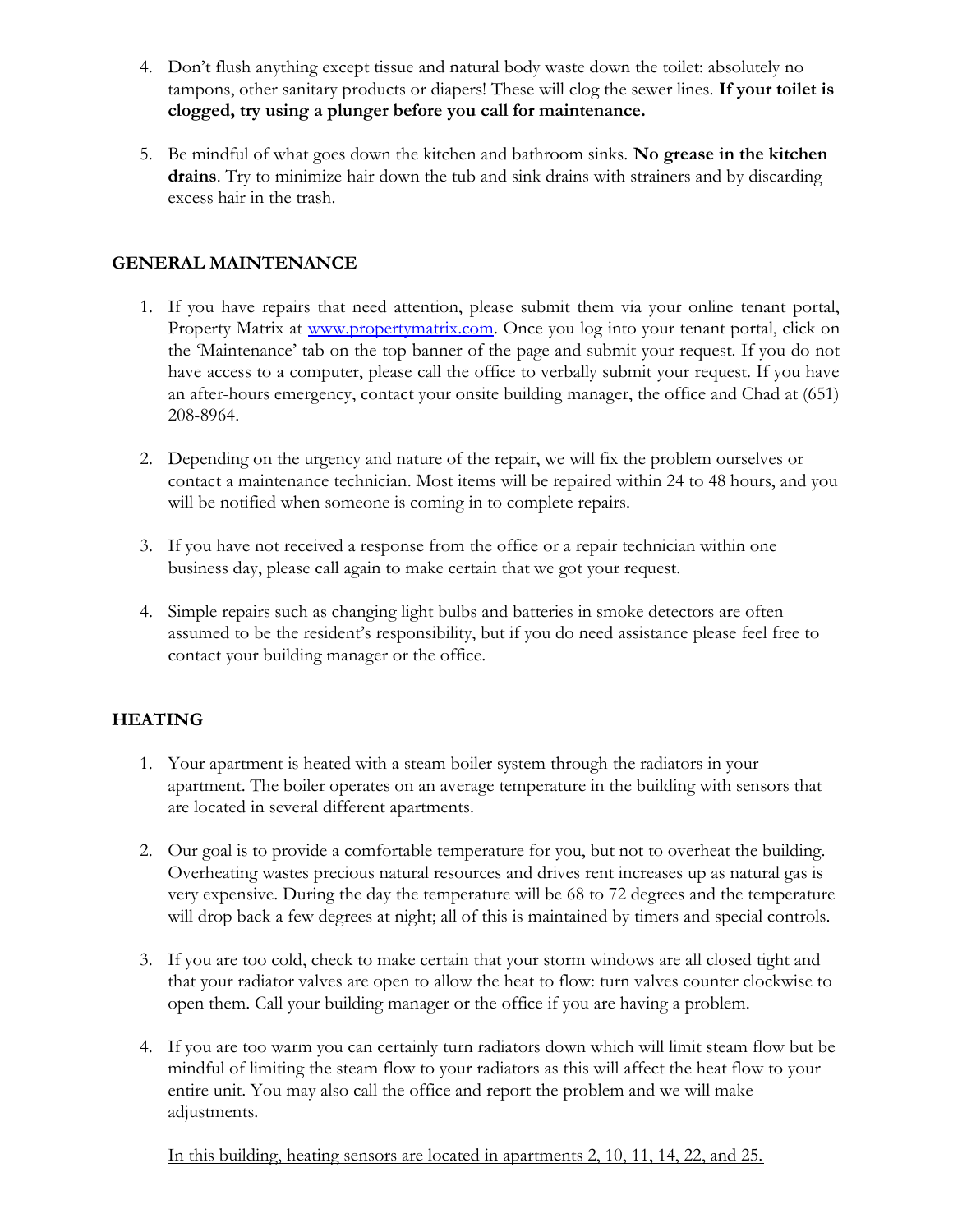4. Don't flush anything except tissue and natural body waste down the toilet: absolutely no tampons, other sanitary products or diapers! These will clog the sewer lines. **If your toilet is clogged, try using a plunger before you call for maintenance.**

5. Be mindful of what goes down the kitchen and bathroom sinks. **No grease in the kitchen drains**. Try to minimize hair down the tub and sink drains with strainers and by discarding excess hair in the trash.

## GENERAL MAINTENANCE

1. If you have repairs that need attention, please submit them via your online tenant portal, Property Matrix at [www.propertymatrix.com](http://www.propertymatrix.com). Once you log into your tenant portal, click on the 'Maintenance' tab on the top banner of the page and submit your request. If you do not have access to a computer, please call the office to verbally submit your request. If you have an after-hours emergency, contact your onsite building manager, the office and Chad at (651) 208-8964.

2. Depending on the urgency and nature of the repair, we will fix the problem ourselves or contact a maintenance technician. Most items will be repaired within 24 to 48 hours, and you will be notified when someone is coming in to complete repairs.

3. If you have not received a response from the office or a repair technician within one business day, please call again to make certain that we got your request.

4. Simple repairs such as changing light bulbs and batteries in smoke detectors are often assumed to be the resident's responsibility, but if you do need assistance please feel free to contact your building manager or the office.

## HEATING

1. Your apartment is heated with a steam boiler system through the radiators in your apartment. The boiler operates on an average temperature in the building with sensors that are located in several different apartments.

2. Our goal is to provide a comfortable temperature for you, but not to overheat the building. Overheating wastes precious natural resources and drives rent increases up as natural gas is very expensive. During the day the temperature will be 68 to 72 degrees and the temperature will drop back a few degrees at night; all of this is maintained by timers and special controls.

3. If you are too cold, check to make certain that your storm windows are all closed tight and that your radiator valves are open to allow the heat to flow: turn valves counter clockwise to open them. Call your building manager or the office if you are having a problem.

4. If you are too warm you can certainly turn radiators down which will limit steam flow but be mindful of limiting the steam flow to your radiators as this will affect the heat flow to your entire unit. You may also call the office and report the problem and we will make adjustments.

   In this building, heating sensors are located in apartments 2, 10, 11, 14, 22, and 25.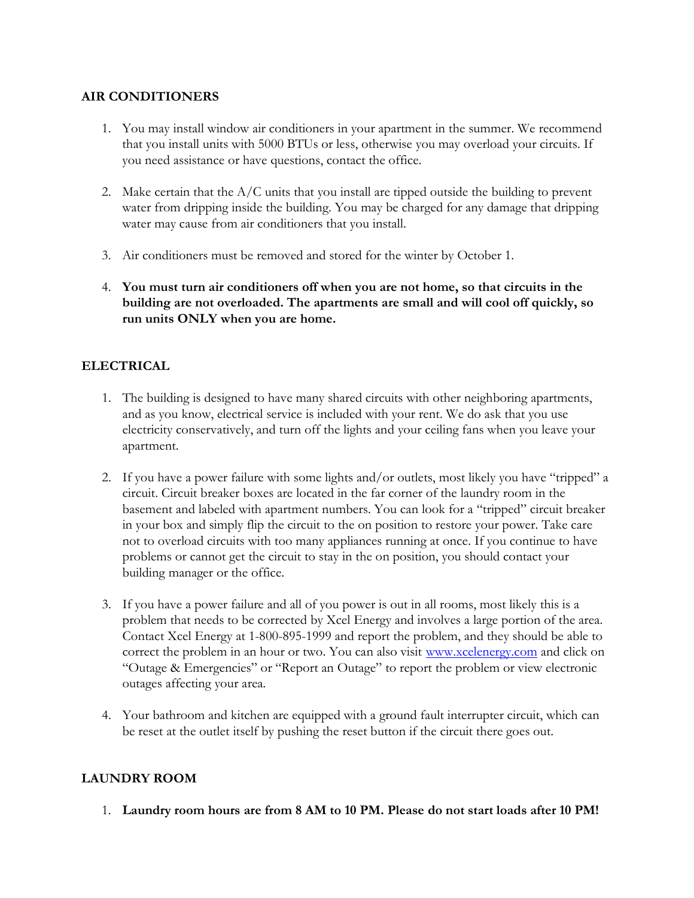## AIR CONDITIONERS

1. You may install window air conditioners in your apartment in the summer. We recommend that you install units with 5000 BTUs or less, otherwise you may overload your circuits. If you need assistance or have questions, contact the office.

2. Make certain that the A/C units that you install are tipped outside the building to prevent water from dripping inside the building. You may be charged for any damage that dripping water may cause from air conditioners that you install.

3. Air conditioners must be removed and stored for the winter by October 1.

4. **You must turn air conditioners off when you are not home, so that circuits in the building are not overloaded. The apartments are small and will cool off quickly, so run units ONLY when you are home.**

## ELECTRICAL

1. The building is designed to have many shared circuits with other neighboring apartments, and as you know, electrical service is included with your rent. We do ask that you use electricity conservatively, and turn off the lights and your ceiling fans when you leave your apartment.

2. If you have a power failure with some lights and/or outlets, most likely you have "tripped" a circuit. Circuit breaker boxes are located in the far corner of the laundry room in the basement and labeled with apartment numbers. You can look for a "tripped" circuit breaker in your box and simply flip the circuit to the on position to restore your power. Take care not to overload circuits with too many appliances running at once. If you continue to have problems or cannot get the circuit to stay in the on position, you should contact your building manager or the office.

3. If you have a power failure and all of you power is out in all rooms, most likely this is a problem that needs to be corrected by Xcel Energy and involves a large portion of the area. Contact Xcel Energy at 1-800-895-1999 and report the problem, and they should be able to correct the problem in an hour or two. You can also visit [www.xcelenergy.com](http://www.xcelenergy.com) and click on "Outage & Emergencies" or "Report an Outage" to report the problem or view electronic outages affecting your area.

4. Your bathroom and kitchen are equipped with a ground fault interrupter circuit, which can be reset at the outlet itself by pushing the reset button if the circuit there goes out.

## LAUNDRY ROOM

1. **Laundry room hours are from 8 AM to 10 PM. Please do not start loads after 10 PM!**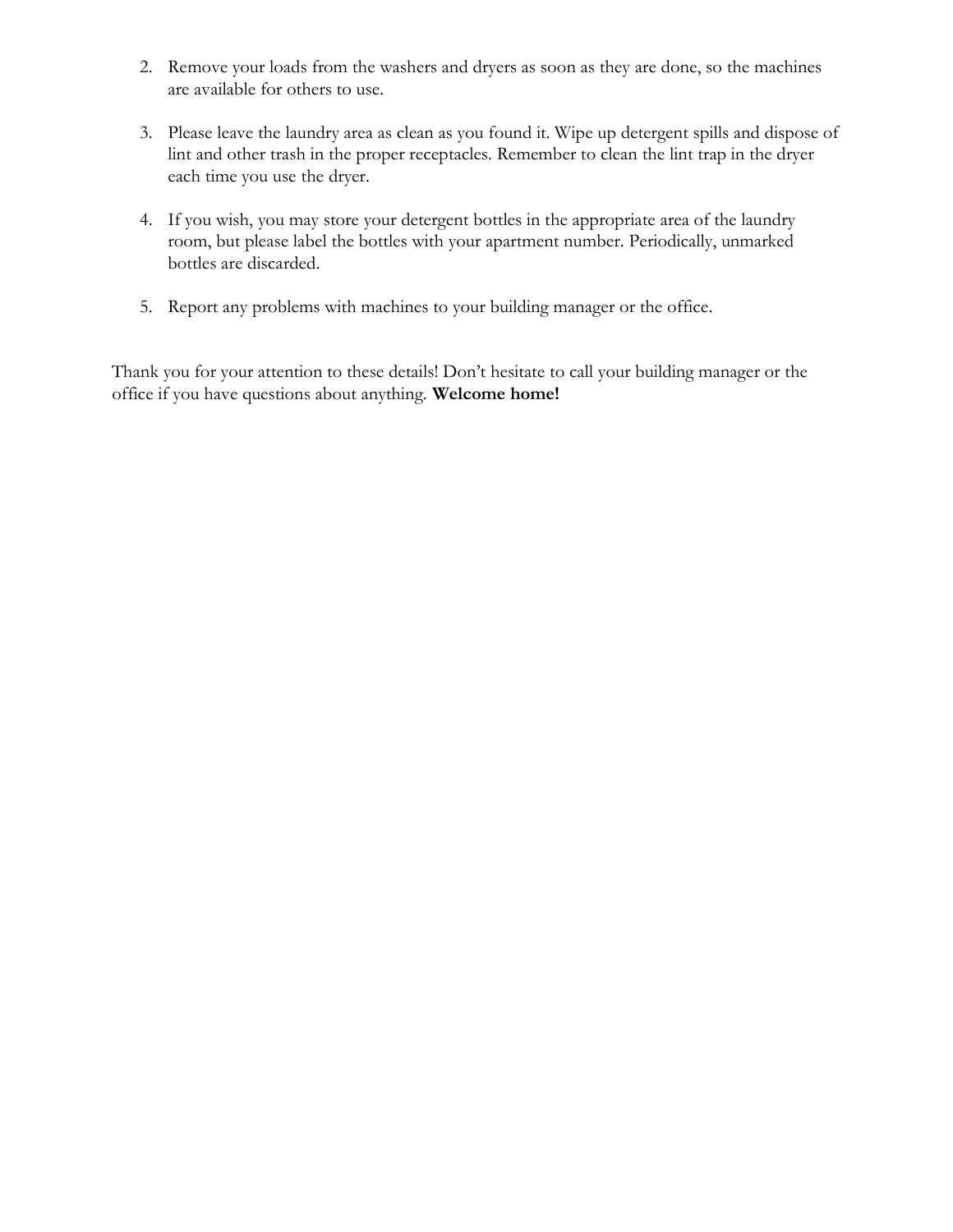2. Remove your loads from the washers and dryers as soon as they are done, so the machines are available for others to use.

3. Please leave the laundry area as clean as you found it. Wipe up detergent spills and dispose of lint and other trash in the proper receptacles. Remember to clean the lint trap in the dryer each time you use the dryer.

4. If you wish, you may store your detergent bottles in the appropriate area of the laundry room, but please label the bottles with your apartment number. Periodically, unmarked bottles are discarded.

5. Report any problems with machines to your building manager or the office.

Thank you for your attention to these details! Don't hesitate to call your building manager or the office if you have questions about anything. **Welcome home!**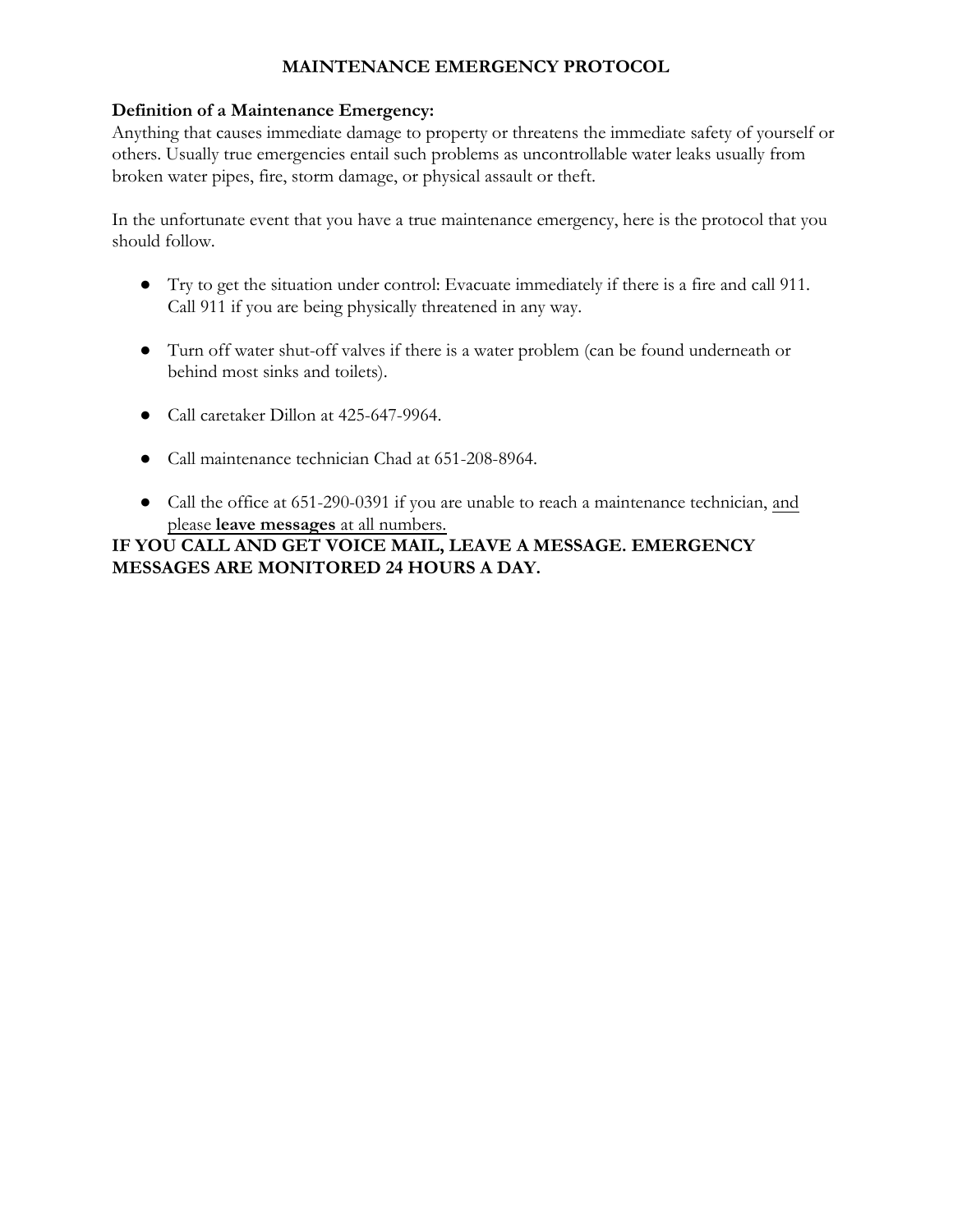# MAINTENANCE EMERGENCY PROTOCOL

**Definition of a Maintenance Emergency:**
Anything that causes immediate damage to property or threatens the immediate safety of yourself or others. Usually true emergencies entail such problems as uncontrollable water leaks usually from broken water pipes, fire, storm damage, or physical assault or theft.

In the unfortunate event that you have a true maintenance emergency, here is the protocol that you should follow.

- Try to get the situation under control: Evacuate immediately if there is a fire and call 911. Call 911 if you are being physically threatened in any way.

- Turn off water shut-off valves if there is a water problem (can be found underneath or behind most sinks and toilets).

- Call caretaker Dillon at 425-647-9964.

- Call maintenance technician Chad at 651-208-8964.

- Call the office at 651-290-0391 if you are unable to reach a maintenance technician, <u>and please **leave messages** at all numbers.</u>

**IF YOU CALL AND GET VOICE MAIL, LEAVE A MESSAGE. EMERGENCY MESSAGES ARE MONITORED 24 HOURS A DAY.**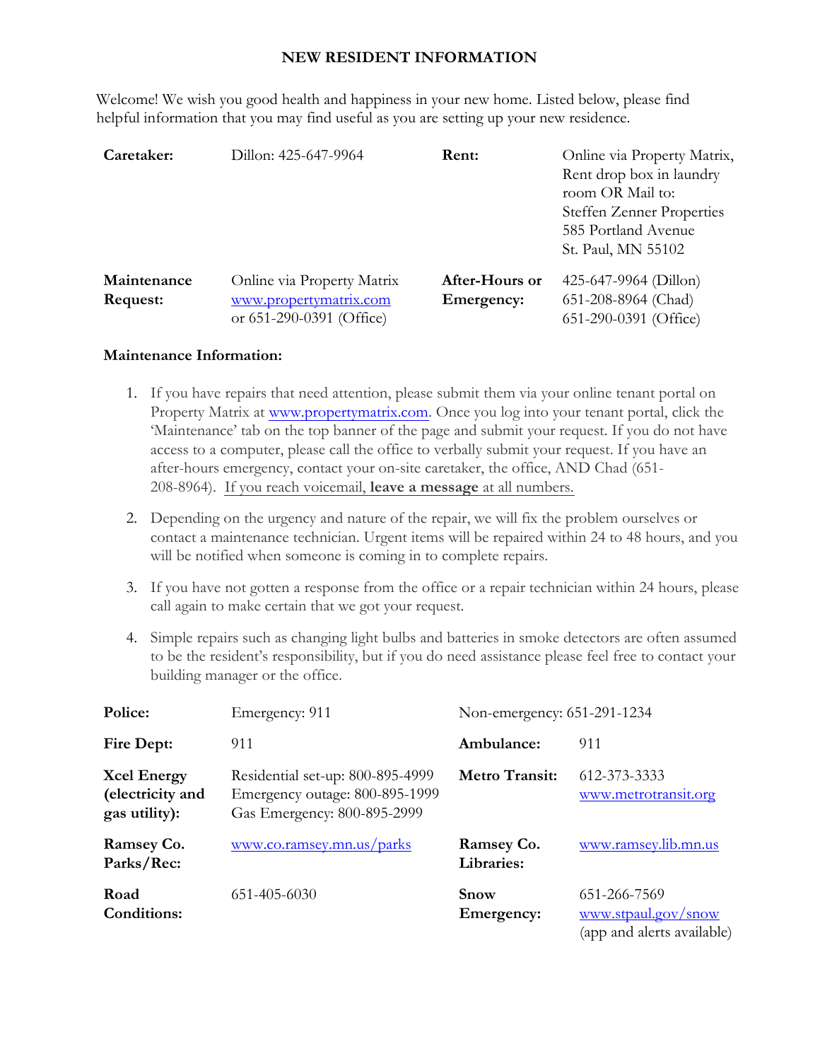# NEW RESIDENT INFORMATION

Welcome! We wish you good health and happiness in your new home. Listed below, please find helpful information that you may find useful as you are setting up your new residence.

| | | | |
|---|---|---|---|
| **Caretaker:** | Dillon: 425-647-9964 | **Rent:** | Online via Property Matrix, Rent drop box in laundry room OR Mail to: Steffen Zenner Properties 585 Portland Avenue St. Paul, MN 55102 |
| **Maintenance Request:** | Online via Property Matrix www.propertymatrix.com or 651-290-0391 (Office) | **After-Hours or Emergency:** | 425-647-9964 (Dillon) 651-208-8964 (Chad) 651-290-0391 (Office) |

**Maintenance Information:**

1. If you have repairs that need attention, please submit them via your online tenant portal on Property Matrix at www.propertymatrix.com. Once you log into your tenant portal, click the 'Maintenance' tab on the top banner of the page and submit your request. If you do not have access to a computer, please call the office to verbally submit your request. If you have an after-hours emergency, contact your on-site caretaker, the office, AND Chad (651-208-8964). If you reach voicemail, **leave a message** at all numbers.
2. Depending on the urgency and nature of the repair, we will fix the problem ourselves or contact a maintenance technician. Urgent items will be repaired within 24 to 48 hours, and you will be notified when someone is coming in to complete repairs.
3. If you have not gotten a response from the office or a repair technician within 24 hours, please call again to make certain that we got your request.
4. Simple repairs such as changing light bulbs and batteries in smoke detectors are often assumed to be the resident's responsibility, but if you do need assistance please feel free to contact your building manager or the office.

| | | | |
|---|---|---|---|
| **Police:** | Emergency: 911 | Non-emergency: 651-291-1234 | |
| **Fire Dept:** | 911 | **Ambulance:** | 911 |
| **Xcel Energy (electricity and gas utility):** | Residential set-up: 800-895-4999 Emergency outage: 800-895-1999 Gas Emergency: 800-895-2999 | **Metro Transit:** | 612-373-3333 www.metrotransit.org |
| **Ramsey Co. Parks/Rec:** | www.co.ramsey.mn.us/parks | **Ramsey Co. Libraries:** | www.ramsey.lib.mn.us |
| **Road Conditions:** | 651-405-6030 | **Snow Emergency:** | 651-266-7569 www.stpaul.gov/snow (app and alerts available) |